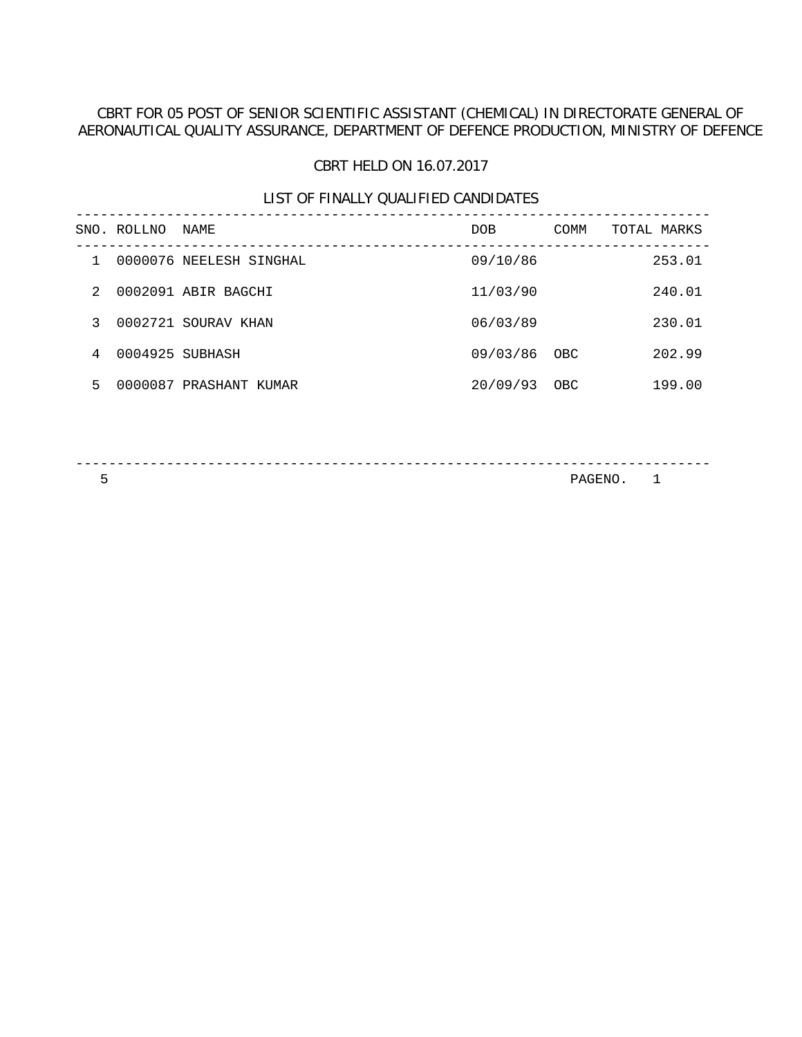CBRT FOR 05 POST OF SENIOR SCIENTIFIC ASSISTANT (CHEMICAL) IN DIRECTORATE GENERAL OF AERONAUTICAL QUALITY ASSURANCE, DEPARTMENT OF DEFENCE PRODUCTION, MINISTRY OF DEFENCE

CBRT HELD ON 16.07.2017

LIST OF FINALLY QUALIFIED CANDIDATES

| SNO. | ROLLNO | NAME | DOB | COMM | TOTAL MARKS |
|---|---|---|---|---|---|
| 1 | 0000076 | NEELESH SINGHAL | 09/10/86 | | 253.01 |
| 2 | 0002091 | ABIR BAGCHI | 11/03/90 | | 240.01 |
| 3 | 0002721 | SOURAV KHAN | 06/03/89 | | 230.01 |
| 4 | 0004925 | SUBHASH | 09/03/86 | OBC | 202.99 |
| 5 | 0000087 | PRASHANT KUMAR | 20/09/93 | OBC | 199.00 |

5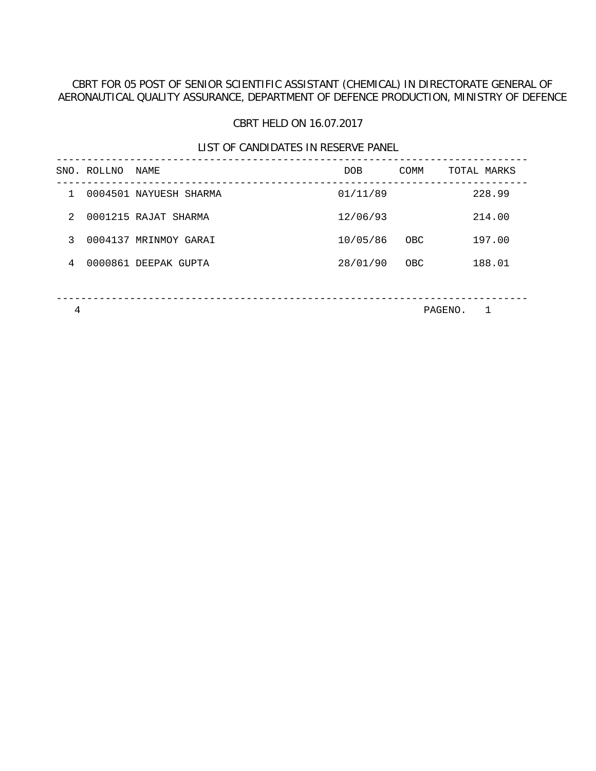CBRT FOR 05 POST OF SENIOR SCIENTIFIC ASSISTANT (CHEMICAL) IN DIRECTORATE GENERAL OF AERONAUTICAL QUALITY ASSURANCE, DEPARTMENT OF DEFENCE PRODUCTION, MINISTRY OF DEFENCE

CBRT HELD ON 16.07.2017

LIST OF CANDIDATES IN RESERVE PANEL

| SNO. | ROLLNO | NAME | DOB | COMM | TOTAL MARKS |
|---|---|---|---|---|---|
| 1 | 0004501 | NAYUESH SHARMA | 01/11/89 | | 228.99 |
| 2 | 0001215 | RAJAT SHARMA | 12/06/93 | | 214.00 |
| 3 | 0004137 | MRINMOY GARAI | 10/05/86 | OBC | 197.00 |
| 4 | 0000861 | DEEPAK GUPTA | 28/01/90 | OBC | 188.01 |

4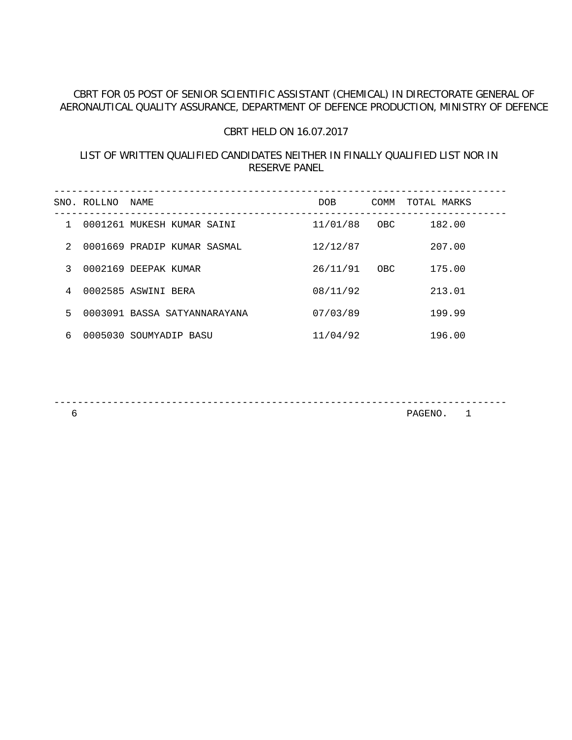CBRT FOR 05 POST OF SENIOR SCIENTIFIC ASSISTANT (CHEMICAL) IN DIRECTORATE GENERAL OF AERONAUTICAL QUALITY ASSURANCE, DEPARTMENT OF DEFENCE PRODUCTION, MINISTRY OF DEFENCE

CBRT HELD ON 16.07.2017

LIST OF WRITTEN QUALIFIED CANDIDATES NEITHER IN FINALLY QUALIFIED LIST NOR IN RESERVE PANEL

| SNO. | ROLLNO | NAME | DOB | COMM | TOTAL MARKS |
|---|---|---|---|---|---|
| 1 | 0001261 | MUKESH KUMAR SAINI | 11/01/88 | OBC | 182.00 |
| 2 | 0001669 | PRADIP KUMAR SASMAL | 12/12/87 | | 207.00 |
| 3 | 0002169 | DEEPAK KUMAR | 26/11/91 | OBC | 175.00 |
| 4 | 0002585 | ASWINI BERA | 08/11/92 | | 213.01 |
| 5 | 0003091 | BASSA SATYANNARAYANA | 07/03/89 | | 199.99 |
| 6 | 0005030 | SOUMYADIP BASU | 11/04/92 | | 196.00 |

6